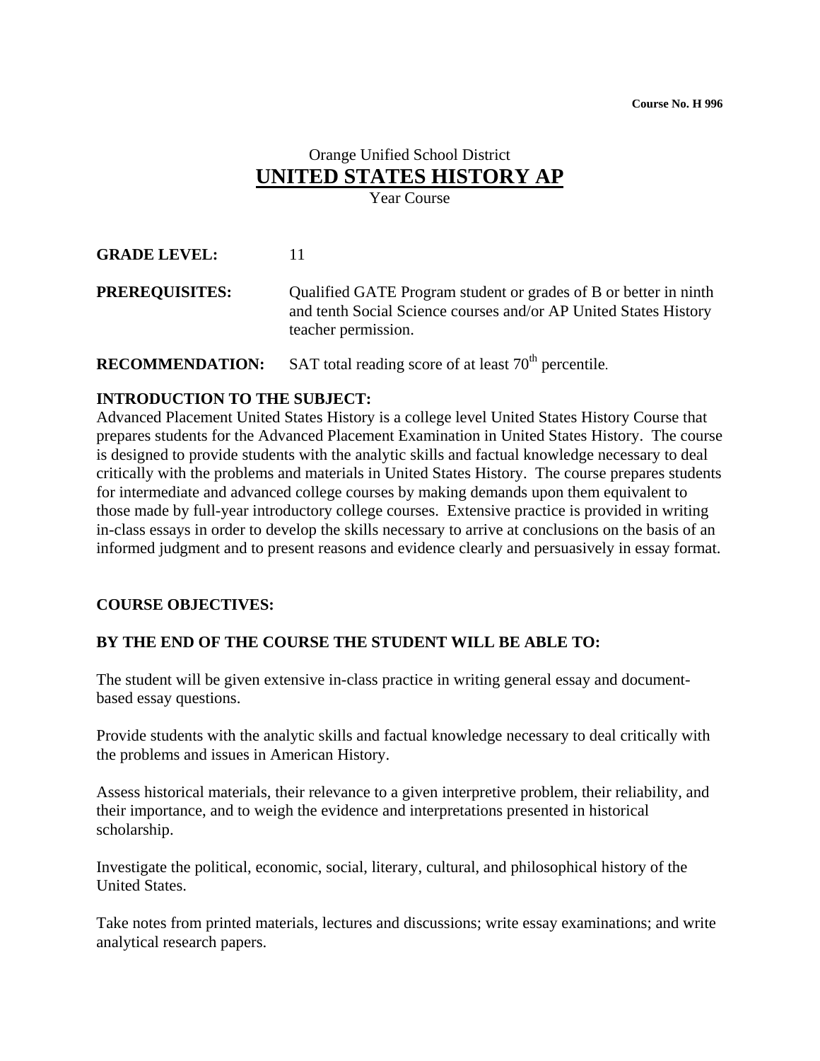Course No. H 996

# Orange Unified School District
# UNITED STATES HISTORY AP
Year Course

**GRADE LEVEL:** 11

**PREREQUISITES:** Qualified GATE Program student or grades of B or better in ninth and tenth Social Science courses and/or AP United States History teacher permission.

**RECOMMENDATION:** SAT total reading score of at least 70th percentile.

## INTRODUCTION TO THE SUBJECT:

Advanced Placement United States History is a college level United States History Course that prepares students for the Advanced Placement Examination in United States History. The course is designed to provide students with the analytic skills and factual knowledge necessary to deal critically with the problems and materials in United States History. The course prepares students for intermediate and advanced college courses by making demands upon them equivalent to those made by full-year introductory college courses. Extensive practice is provided in writing in-class essays in order to develop the skills necessary to arrive at conclusions on the basis of an informed judgment and to present reasons and evidence clearly and persuasively in essay format.

## COURSE OBJECTIVES:

### BY THE END OF THE COURSE THE STUDENT WILL BE ABLE TO:

The student will be given extensive in-class practice in writing general essay and document-based essay questions.

Provide students with the analytic skills and factual knowledge necessary to deal critically with the problems and issues in American History.

Assess historical materials, their relevance to a given interpretive problem, their reliability, and their importance, and to weigh the evidence and interpretations presented in historical scholarship.

Investigate the political, economic, social, literary, cultural, and philosophical history of the United States.

Take notes from printed materials, lectures and discussions; write essay examinations; and write analytical research papers.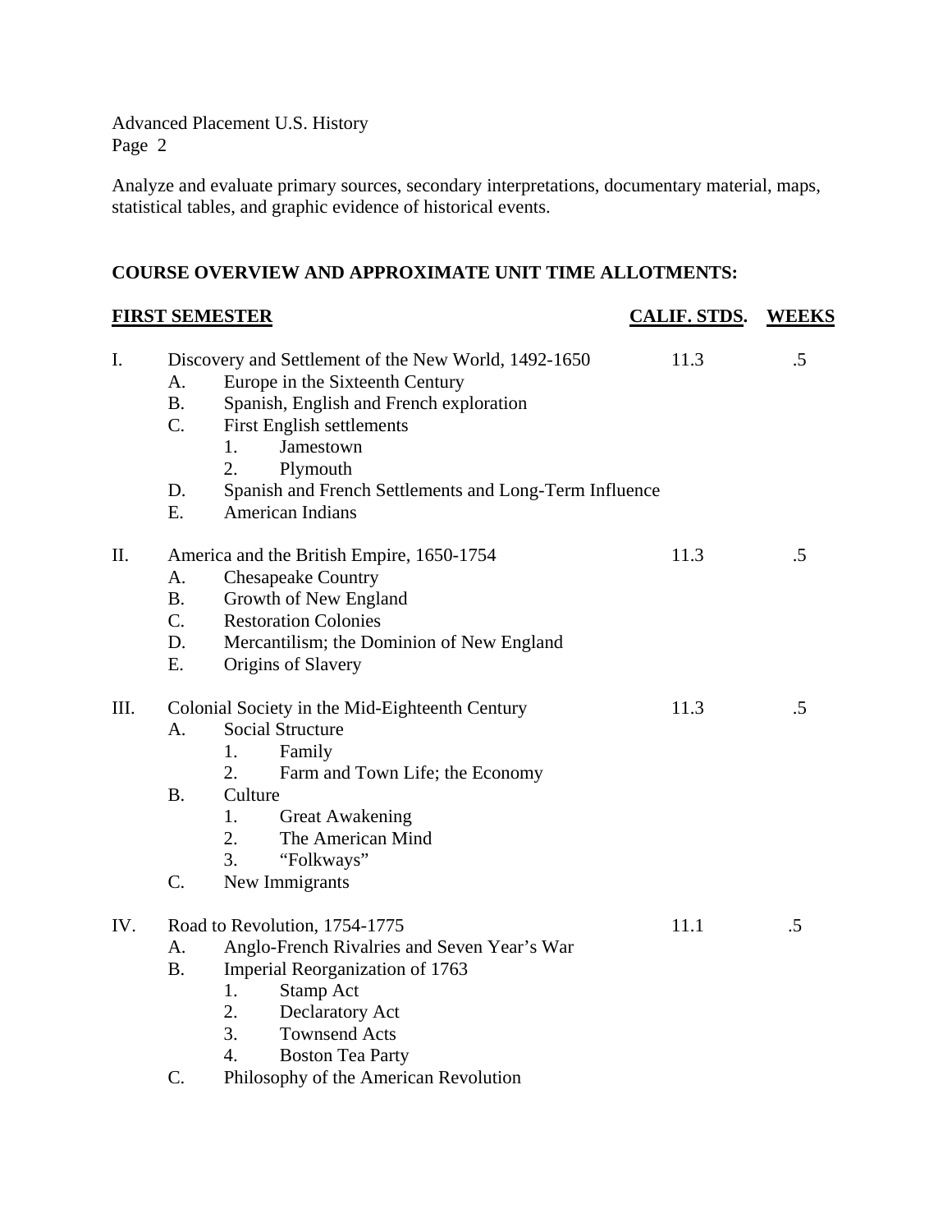Analyze and evaluate primary sources, secondary interpretations, documentary material, maps, statistical tables, and graphic evidence of historical events.

**COURSE OVERVIEW AND APPROXIMATE UNIT TIME ALLOTMENTS:**

| **FIRST SEMESTER** | **CALIF. STDS.** | **WEEKS** |
|---|---|---|
| I. Discovery and Settlement of the New World, 1492-1650 | 11.3 | .5 |
| II. America and the British Empire, 1650-1754 | 11.3 | .5 |
| III. Colonial Society in the Mid-Eighteenth Century | 11.3 | .5 |
| IV. Road to Revolution, 1754-1775 | 11.1 | .5 |

I. Discovery and Settlement of the New World, 1492-1650 — 11.3 — .5
   - A. Europe in the Sixteenth Century
   - B. Spanish, English and French exploration
   - C. First English settlements
     1. Jamestown
     2. Plymouth
   - D. Spanish and French Settlements and Long-Term Influence
   - E. American Indians

II. America and the British Empire, 1650-1754 — 11.3 — .5
   - A. Chesapeake Country
   - B. Growth of New England
   - C. Restoration Colonies
   - D. Mercantilism; the Dominion of New England
   - E. Origins of Slavery

III. Colonial Society in the Mid-Eighteenth Century — 11.3 — .5
   - A. Social Structure
     1. Family
     2. Farm and Town Life; the Economy
   - B. Culture
     1. Great Awakening
     2. The American Mind
     3. "Folkways"
   - C. New Immigrants

IV. Road to Revolution, 1754-1775 — 11.1 — .5
   - A. Anglo-French Rivalries and Seven Year's War
   - B. Imperial Reorganization of 1763
     1. Stamp Act
     2. Declaratory Act
     3. Townsend Acts
     4. Boston Tea Party
   - C. Philosophy of the American Revolution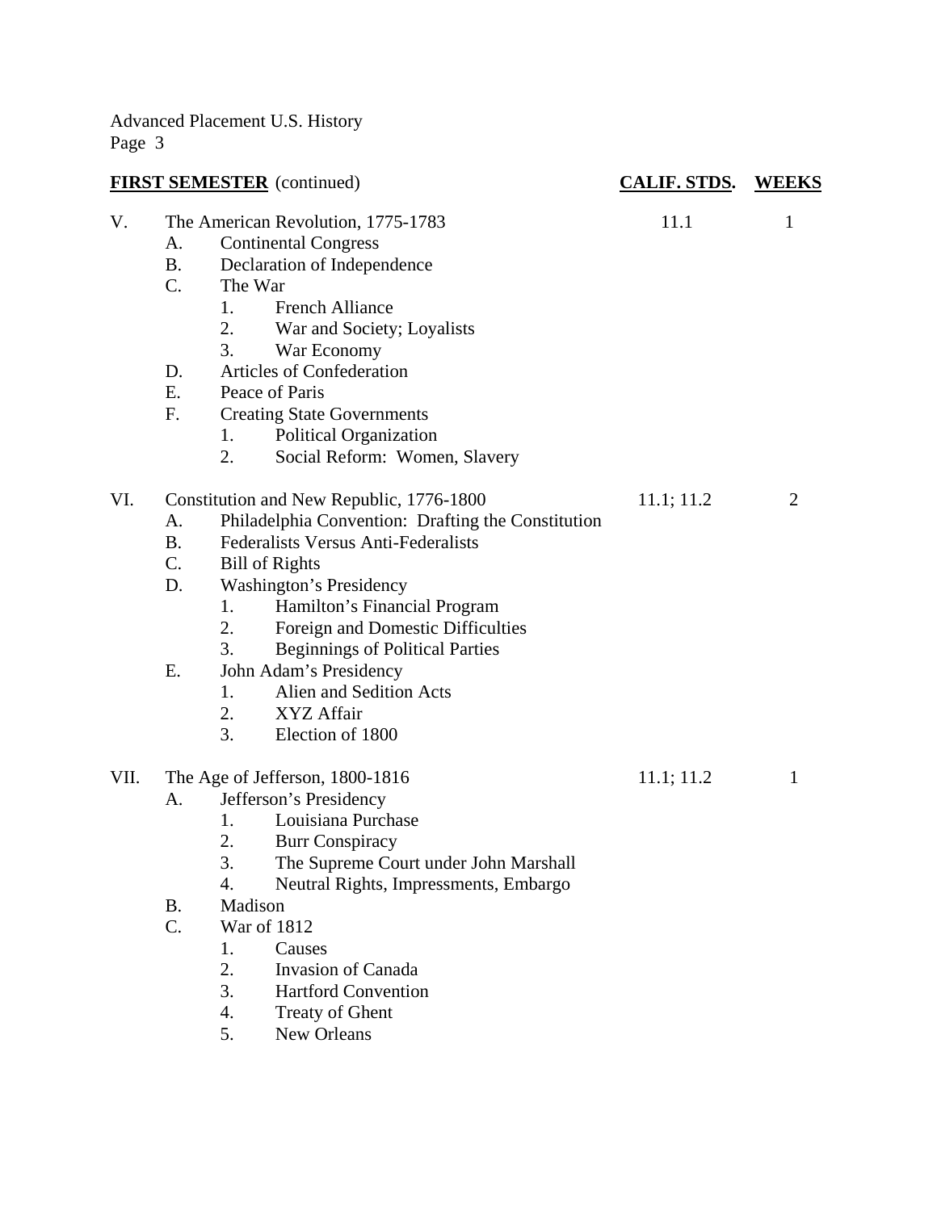**FIRST SEMESTER** (continued)

| | CALIF. STDS. | WEEKS |
|---|---|---|
| V. The American Revolution, 1775-1783 | 11.1 | 1 |
| VI. Constitution and New Republic, 1776-1800 | 11.1; 11.2 | 2 |
| VII. The Age of Jefferson, 1800-1816 | 11.1; 11.2 | 1 |

V. The American Revolution, 1775-1783 — CALIF. STDS. 11.1 — WEEKS 1
   - A. Continental Congress
   - B. Declaration of Independence
   - C. The War
     1. French Alliance
     2. War and Society; Loyalists
     3. War Economy
   - D. Articles of Confederation
   - E. Peace of Paris
   - F. Creating State Governments
     1. Political Organization
     2. Social Reform: Women, Slavery

VI. Constitution and New Republic, 1776-1800 — CALIF. STDS. 11.1; 11.2 — WEEKS 2
   - A. Philadelphia Convention: Drafting the Constitution
   - B. Federalists Versus Anti-Federalists
   - C. Bill of Rights
   - D. Washington's Presidency
     1. Hamilton's Financial Program
     2. Foreign and Domestic Difficulties
     3. Beginnings of Political Parties
   - E. John Adam's Presidency
     1. Alien and Sedition Acts
     2. XYZ Affair
     3. Election of 1800

VII. The Age of Jefferson, 1800-1816 — CALIF. STDS. 11.1; 11.2 — WEEKS 1
   - A. Jefferson's Presidency
     1. Louisiana Purchase
     2. Burr Conspiracy
     3. The Supreme Court under John Marshall
     4. Neutral Rights, Impressments, Embargo
   - B. Madison
   - C. War of 1812
     1. Causes
     2. Invasion of Canada
     3. Hartford Convention
     4. Treaty of Ghent
     5. New Orleans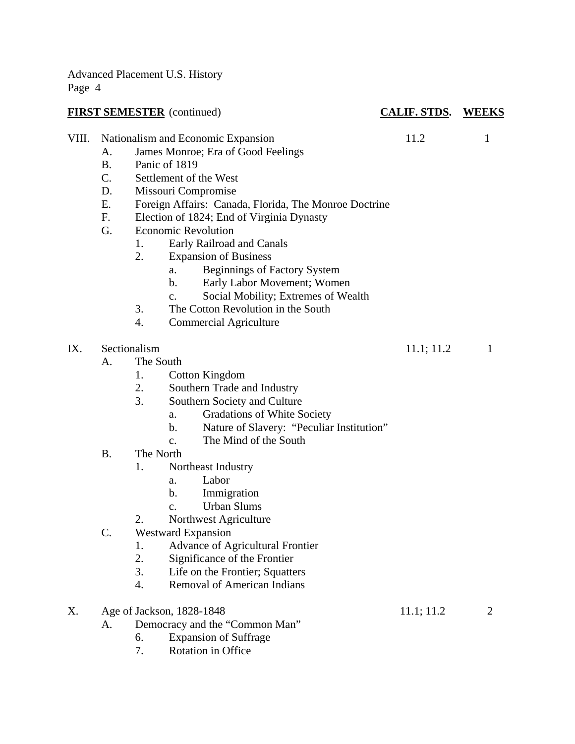**FIRST SEMESTER** (continued)

| | CALIF. STDS. | WEEKS |
|---|---|---|
| VIII. Nationalism and Economic Expansion | 11.2 | 1 |
| IX. Sectionalism | 11.1; 11.2 | 1 |
| X. Age of Jackson, 1828-1848 | 11.1; 11.2 | 2 |

VIII. Nationalism and Economic Expansion — 11.2 — 1

- A. James Monroe; Era of Good Feelings
- B. Panic of 1819
- C. Settlement of the West
- D. Missouri Compromise
- E. Foreign Affairs: Canada, Florida, The Monroe Doctrine
- F. Election of 1824; End of Virginia Dynasty
- G. Economic Revolution
  - 1. Early Railroad and Canals
  - 2. Expansion of Business
    - a. Beginnings of Factory System
    - b. Early Labor Movement; Women
    - c. Social Mobility; Extremes of Wealth
  - 3. The Cotton Revolution in the South
  - 4. Commercial Agriculture

IX. Sectionalism — 11.1; 11.2 — 1

- A. The South
  - 1. Cotton Kingdom
  - 2. Southern Trade and Industry
  - 3. Southern Society and Culture
    - a. Gradations of White Society
    - b. Nature of Slavery: "Peculiar Institution"
    - c. The Mind of the South
- B. The North
  - 1. Northeast Industry
    - a. Labor
    - b. Immigration
    - c. Urban Slums
  - 2. Northwest Agriculture
- C. Westward Expansion
  - 1. Advance of Agricultural Frontier
  - 2. Significance of the Frontier
  - 3. Life on the Frontier; Squatters
  - 4. Removal of American Indians

X. Age of Jackson, 1828-1848 — 11.1; 11.2 — 2

- A. Democracy and the "Common Man"
  - 6. Expansion of Suffrage
  - 7. Rotation in Office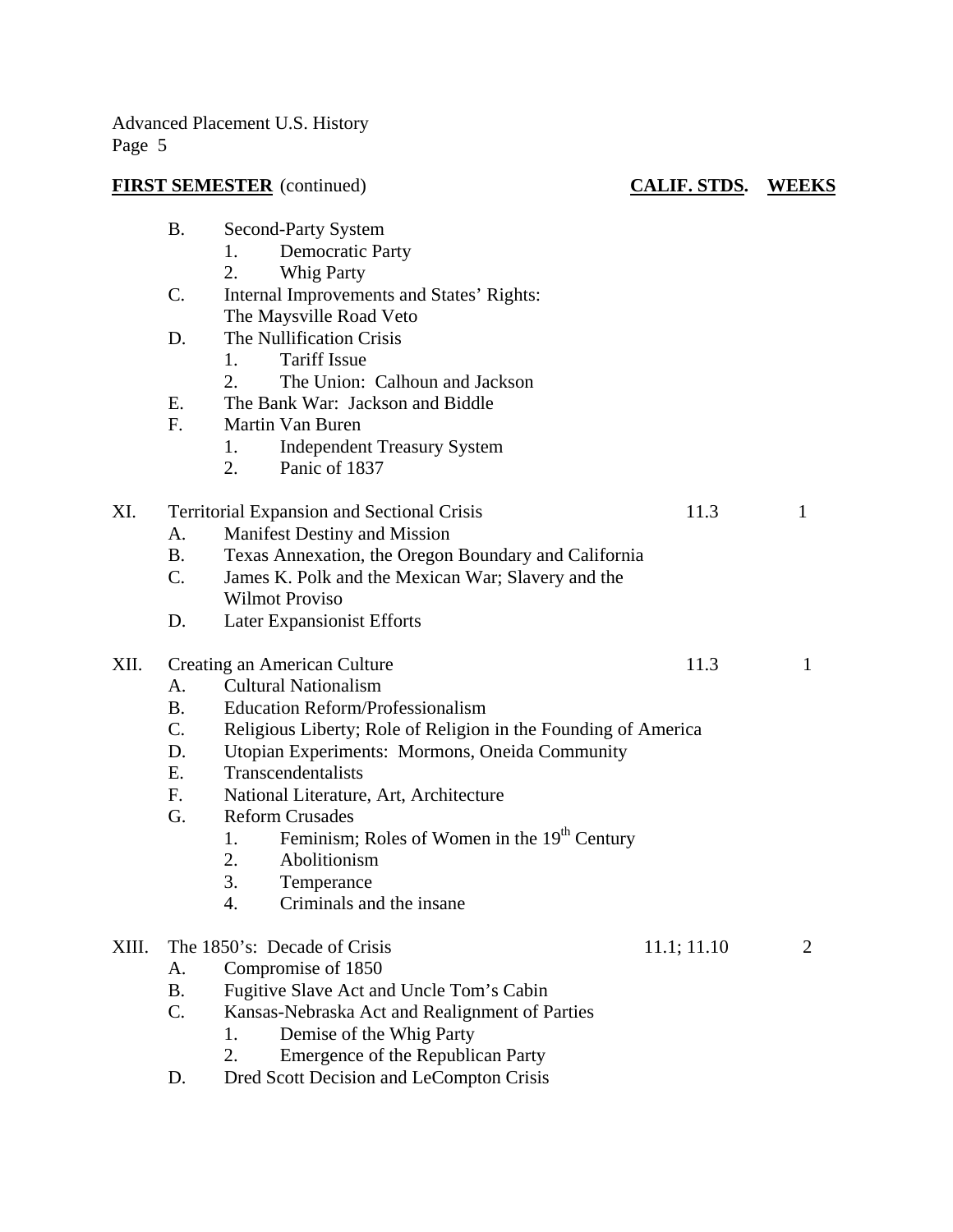**FIRST SEMESTER** (continued) **CALIF. STDS.** **WEEKS**

- B. Second-Party System
  1. Democratic Party
  2. Whig Party
- C. Internal Improvements and States' Rights: The Maysville Road Veto
- D. The Nullification Crisis
  1. Tariff Issue
  2. The Union: Calhoun and Jackson
- E. The Bank War: Jackson and Biddle
- F. Martin Van Buren
  1. Independent Treasury System
  2. Panic of 1837

XI. Territorial Expansion and Sectional Crisis — 11.3 — 1

- A. Manifest Destiny and Mission
- B. Texas Annexation, the Oregon Boundary and California
- C. James K. Polk and the Mexican War; Slavery and the Wilmot Proviso
- D. Later Expansionist Efforts

XII. Creating an American Culture — 11.3 — 1

- A. Cultural Nationalism
- B. Education Reform/Professionalism
- C. Religious Liberty; Role of Religion in the Founding of America
- D. Utopian Experiments: Mormons, Oneida Community
- E. Transcendentalists
- F. National Literature, Art, Architecture
- G. Reform Crusades
  1. Feminism; Roles of Women in the 19th Century
  2. Abolitionism
  3. Temperance
  4. Criminals and the insane

XIII. The 1850's: Decade of Crisis — 11.1; 11.10 — 2

- A. Compromise of 1850
- B. Fugitive Slave Act and Uncle Tom's Cabin
- C. Kansas-Nebraska Act and Realignment of Parties
  1. Demise of the Whig Party
  2. Emergence of the Republican Party
- D. Dred Scott Decision and LeCompton Crisis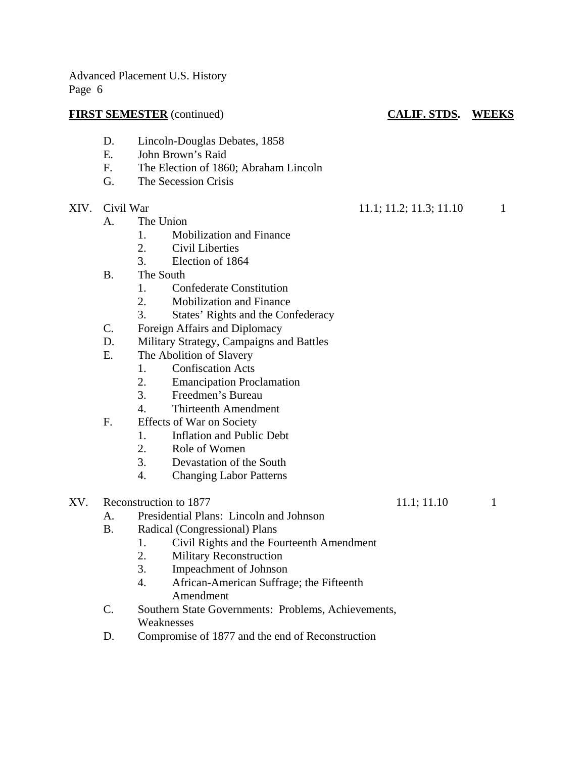**FIRST SEMESTER** (continued) — **CALIF. STDS.** — **WEEKS**

- D. Lincoln-Douglas Debates, 1858
- E. John Brown's Raid
- F. The Election of 1860; Abraham Lincoln
- G. The Secession Crisis

XIV. Civil War — 11.1; 11.2; 11.3; 11.10 — 1

- A. The Union
  1. Mobilization and Finance
  2. Civil Liberties
  3. Election of 1864
- B. The South
  1. Confederate Constitution
  2. Mobilization and Finance
  3. States' Rights and the Confederacy
- C. Foreign Affairs and Diplomacy
- D. Military Strategy, Campaigns and Battles
- E. The Abolition of Slavery
  1. Confiscation Acts
  2. Emancipation Proclamation
  3. Freedmen's Bureau
  4. Thirteenth Amendment
- F. Effects of War on Society
  1. Inflation and Public Debt
  2. Role of Women
  3. Devastation of the South
  4. Changing Labor Patterns

XV. Reconstruction to 1877 — 11.1; 11.10 — 1

- A. Presidential Plans: Lincoln and Johnson
- B. Radical (Congressional) Plans
  1. Civil Rights and the Fourteenth Amendment
  2. Military Reconstruction
  3. Impeachment of Johnson
  4. African-American Suffrage; the Fifteenth Amendment
- C. Southern State Governments: Problems, Achievements, Weaknesses
- D. Compromise of 1877 and the end of Reconstruction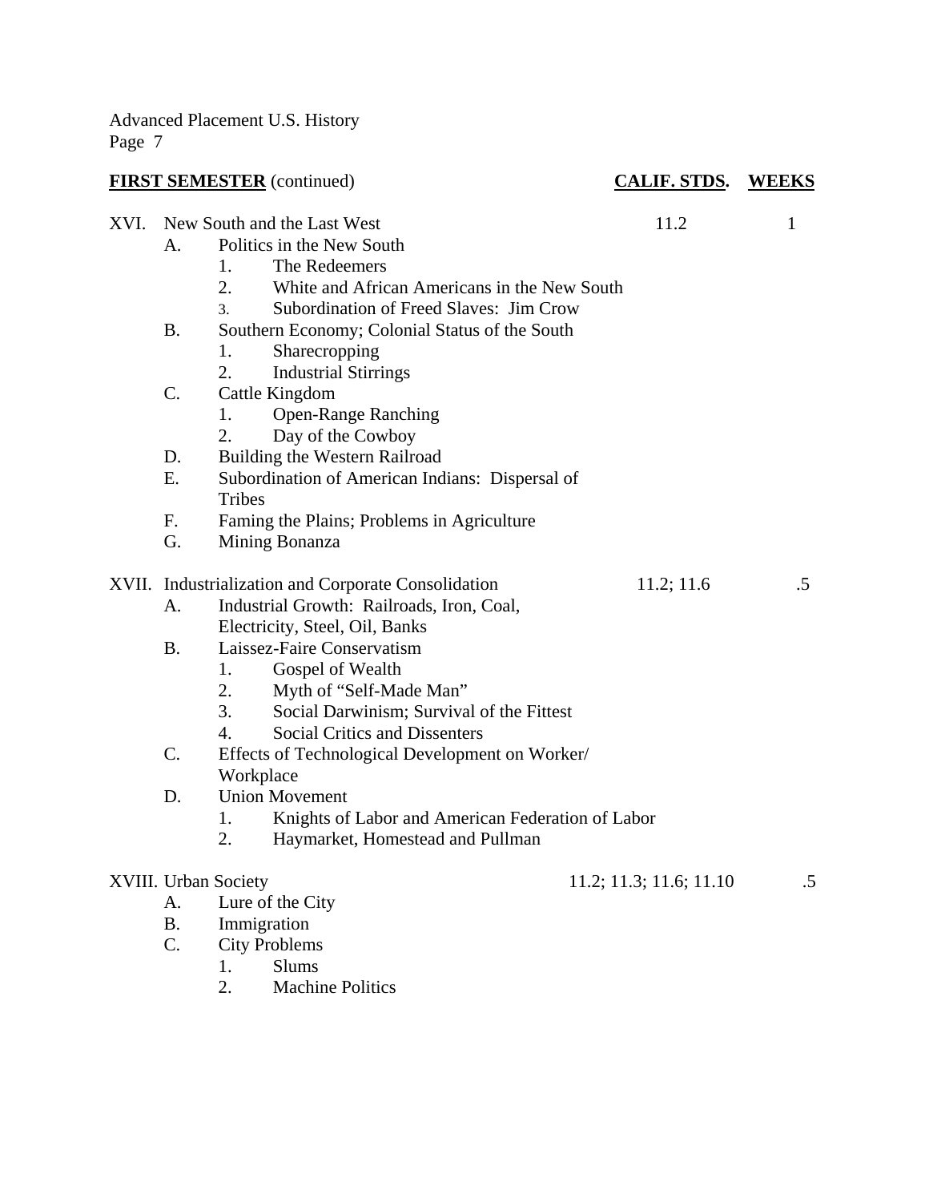Advanced Placement U.S. History

**FIRST SEMESTER** (continued) — **CALIF. STDS.** — **WEEKS**

| Unit | Calif. Stds. | Weeks |
|---|---|---|
| XVI. New South and the Last West | 11.2 | 1 |
| XVII. Industrialization and Corporate Consolidation | 11.2; 11.6 | .5 |
| XVIII. Urban Society | 11.2; 11.3; 11.6; 11.10 | .5 |

XVI. New South and the Last West — 11.2 — 1

- A. Politics in the New South
  1. The Redeemers
  2. White and African Americans in the New South
  3. Subordination of Freed Slaves: Jim Crow
- B. Southern Economy; Colonial Status of the South
  1. Sharecropping
  2. Industrial Stirrings
- C. Cattle Kingdom
  1. Open-Range Ranching
  2. Day of the Cowboy
- D. Building the Western Railroad
- E. Subordination of American Indians: Dispersal of Tribes
- F. Faming the Plains; Problems in Agriculture
- G. Mining Bonanza

XVII. Industrialization and Corporate Consolidation — 11.2; 11.6 — .5

- A. Industrial Growth: Railroads, Iron, Coal, Electricity, Steel, Oil, Banks
- B. Laissez-Faire Conservatism
  1. Gospel of Wealth
  2. Myth of "Self-Made Man"
  3. Social Darwinism; Survival of the Fittest
  4. Social Critics and Dissenters
- C. Effects of Technological Development on Worker/ Workplace
- D. Union Movement
  1. Knights of Labor and American Federation of Labor
  2. Haymarket, Homestead and Pullman

XVIII. Urban Society — 11.2; 11.3; 11.6; 11.10 — .5

- A. Lure of the City
- B. Immigration
- C. City Problems
  1. Slums
  2. Machine Politics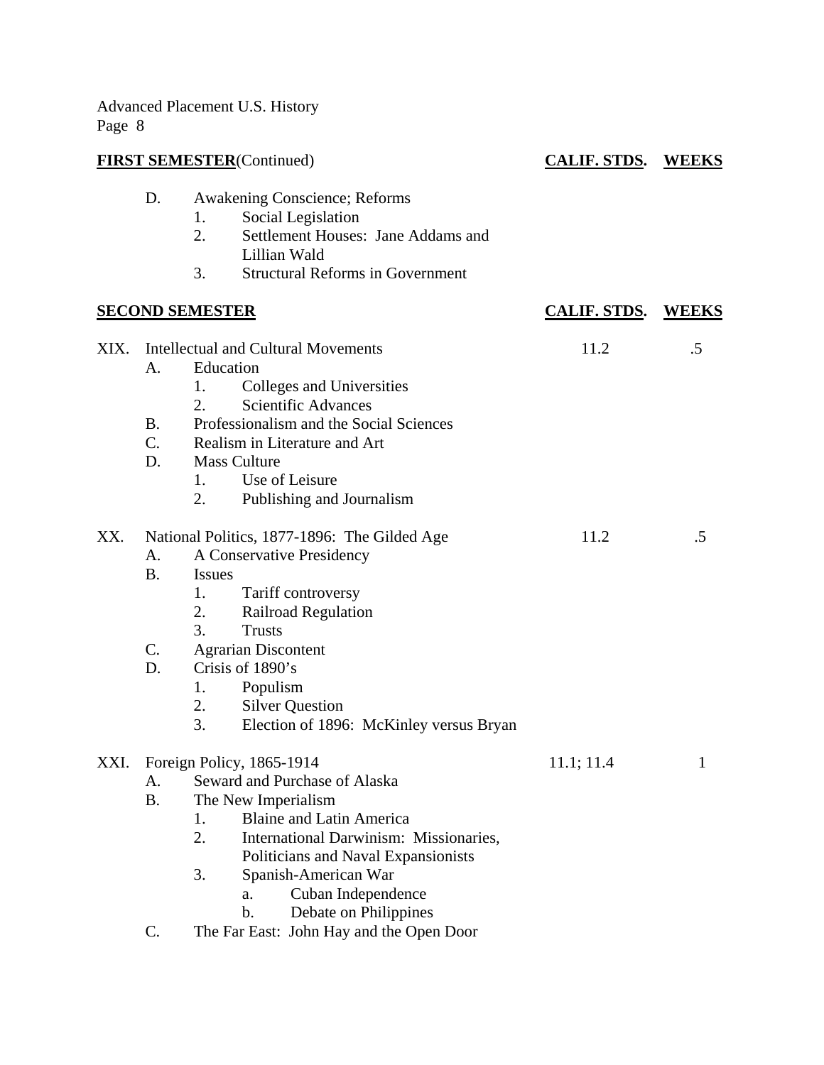**FIRST SEMESTER** (Continued) — **CALIF. STDS.** — **WEEKS**

D. Awakening Conscience; Reforms
   1. Social Legislation
   2. Settlement Houses: Jane Addams and Lillian Wald
   3. Structural Reforms in Government

**SECOND SEMESTER** — **CALIF. STDS.** — **WEEKS**

| | CALIF. STDS. | WEEKS |
|---|---|---|
| XIX. Intellectual and Cultural Movements | 11.2 | .5 |

XIX. Intellectual and Cultural Movements
   A. Education
      1. Colleges and Universities
      2. Scientific Advances
   B. Professionalism and the Social Sciences
   C. Realism in Literature and Art
   D. Mass Culture
      1. Use of Leisure
      2. Publishing and Journalism

| | CALIF. STDS. | WEEKS |
|---|---|---|
| XX. National Politics, 1877-1896: The Gilded Age | 11.2 | .5 |

XX. National Politics, 1877-1896: The Gilded Age
   A. A Conservative Presidency
   B. Issues
      1. Tariff controversy
      2. Railroad Regulation
      3. Trusts
   C. Agrarian Discontent
   D. Crisis of 1890's
      1. Populism
      2. Silver Question
      3. Election of 1896: McKinley versus Bryan

| | CALIF. STDS. | WEEKS |
|---|---|---|
| XXI. Foreign Policy, 1865-1914 | 11.1; 11.4 | 1 |

XXI. Foreign Policy, 1865-1914
   A. Seward and Purchase of Alaska
   B. The New Imperialism
      1. Blaine and Latin America
      2. International Darwinism: Missionaries, Politicians and Naval Expansionists
      3. Spanish-American War
         a. Cuban Independence
         b. Debate on Philippines
   C. The Far East: John Hay and the Open Door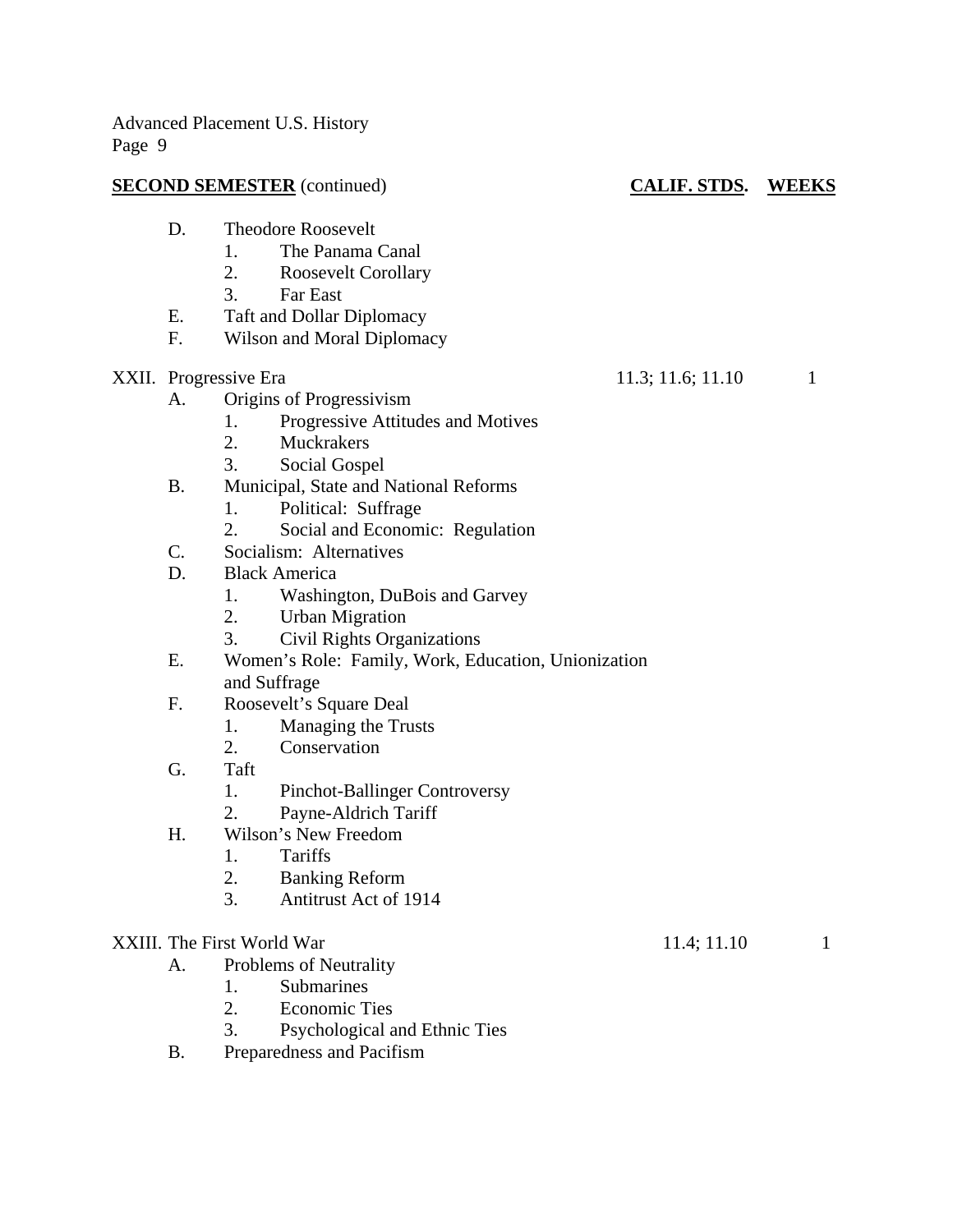**SECOND SEMESTER** (continued) — **CALIF. STDS.** — **WEEKS**

- D. Theodore Roosevelt
    1. The Panama Canal
    2. Roosevelt Corollary
    3. Far East
- E. Taft and Dollar Diplomacy
- F. Wilson and Moral Diplomacy

XXII. Progressive Era — 11.3; 11.6; 11.10 — 1

- A. Origins of Progressivism
    1. Progressive Attitudes and Motives
    2. Muckrakers
    3. Social Gospel
- B. Municipal, State and National Reforms
    1. Political: Suffrage
    2. Social and Economic: Regulation
- C. Socialism: Alternatives
- D. Black America
    1. Washington, DuBois and Garvey
    2. Urban Migration
    3. Civil Rights Organizations
- E. Women's Role: Family, Work, Education, Unionization and Suffrage
- F. Roosevelt's Square Deal
    1. Managing the Trusts
    2. Conservation
- G. Taft
    1. Pinchot-Ballinger Controversy
    2. Payne-Aldrich Tariff
- H. Wilson's New Freedom
    1. Tariffs
    2. Banking Reform
    3. Antitrust Act of 1914

XXIII. The First World War — 11.4; 11.10 — 1

- A. Problems of Neutrality
    1. Submarines
    2. Economic Ties
    3. Psychological and Ethnic Ties
- B. Preparedness and Pacifism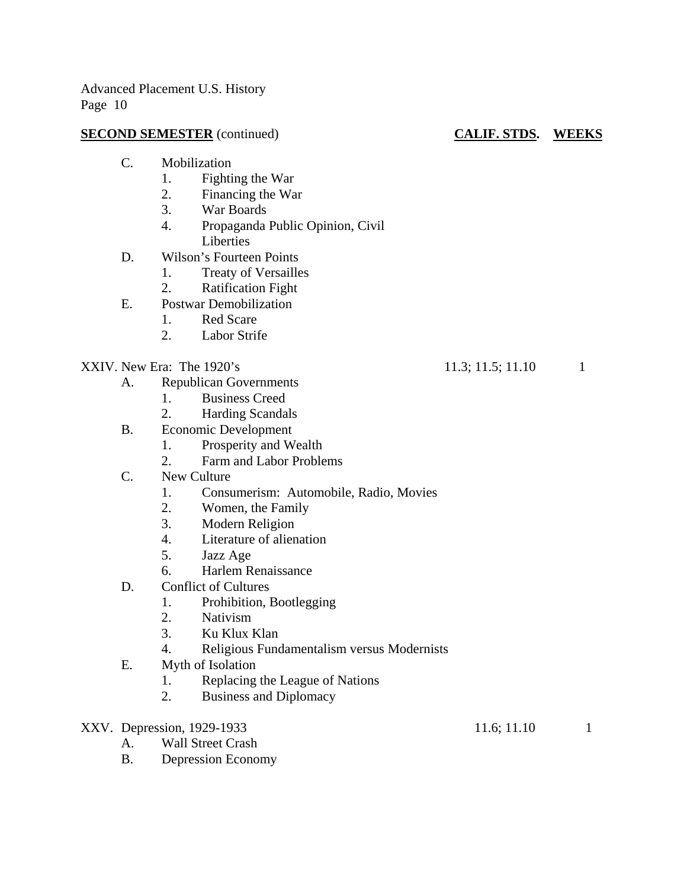**SECOND SEMESTER** (continued) **CALIF. STDS.** **WEEKS**

C. Mobilization
   1. Fighting the War
   2. Financing the War
   3. War Boards
   4. Propaganda Public Opinion, Civil Liberties

D. Wilson's Fourteen Points
   1. Treaty of Versailles
   2. Ratification Fight

E. Postwar Demobilization
   1. Red Scare
   2. Labor Strife

| | CALIF. STDS. | WEEKS |
|---|---|---|
| XXIV. New Era: The 1920's | 11.3; 11.5; 11.10 | 1 |

A. Republican Governments
   1. Business Creed
   2. Harding Scandals

B. Economic Development
   1. Prosperity and Wealth
   2. Farm and Labor Problems

C. New Culture
   1. Consumerism: Automobile, Radio, Movies
   2. Women, the Family
   3. Modern Religion
   4. Literature of alienation
   5. Jazz Age
   6. Harlem Renaissance

D. Conflict of Cultures
   1. Prohibition, Bootlegging
   2. Nativism
   3. Ku Klux Klan
   4. Religious Fundamentalism versus Modernists

E. Myth of Isolation
   1. Replacing the League of Nations
   2. Business and Diplomacy

| | CALIF. STDS. | WEEKS |
|---|---|---|
| XXV. Depression, 1929-1933 | 11.6; 11.10 | 1 |

A. Wall Street Crash

B. Depression Economy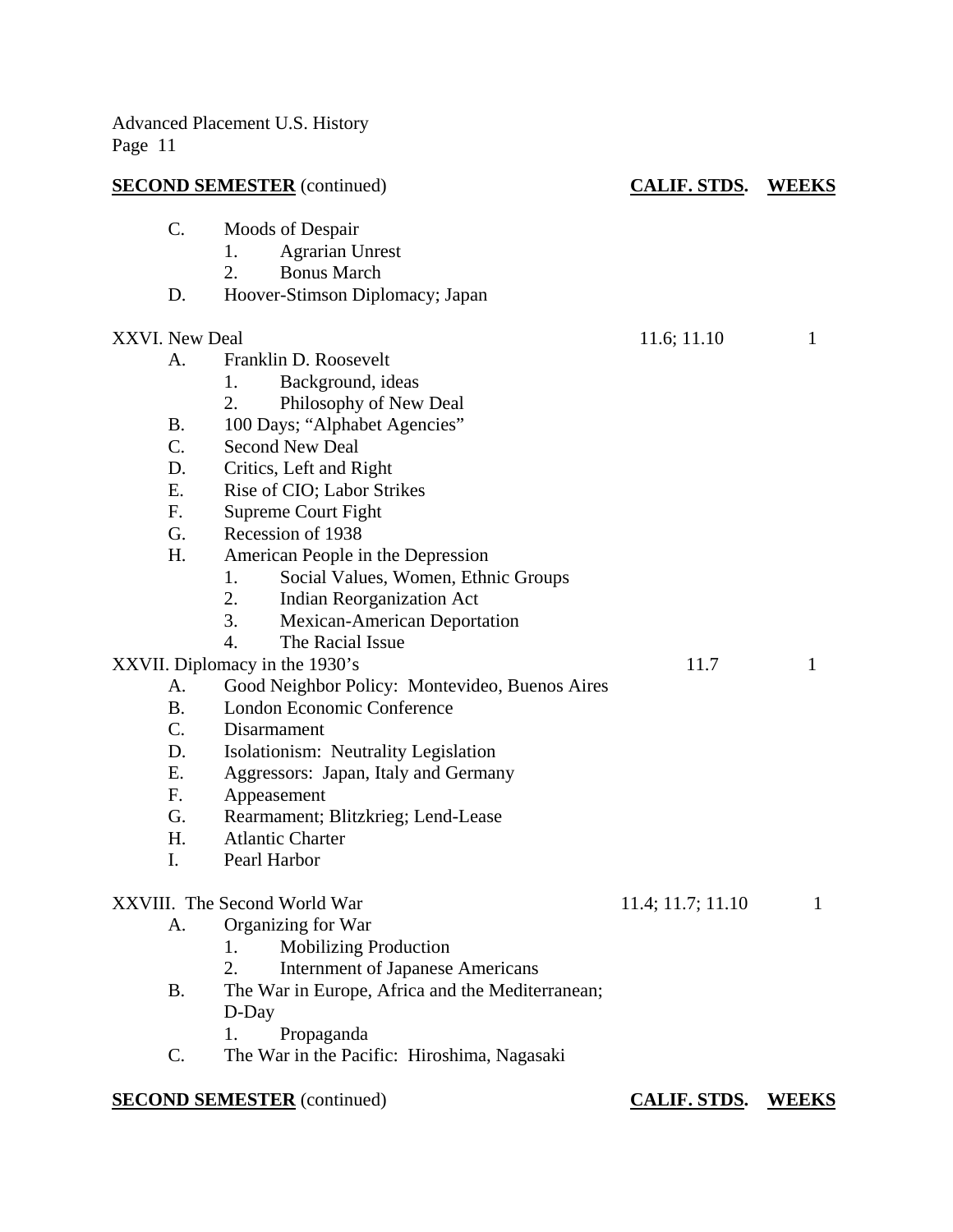**SECOND SEMESTER** (continued) — **CALIF. STDS.** — **WEEKS**

- C. Moods of Despair
  1. Agrarian Unrest
  2. Bonus March
- D. Hoover-Stimson Diplomacy; Japan

| Unit | CALIF. STDS. | WEEKS |
|---|---|---|
| XXVI. New Deal | 11.6; 11.10 | 1 |

- A. Franklin D. Roosevelt
  1. Background, ideas
  2. Philosophy of New Deal
- B. 100 Days; "Alphabet Agencies"
- C. Second New Deal
- D. Critics, Left and Right
- E. Rise of CIO; Labor Strikes
- F. Supreme Court Fight
- G. Recession of 1938
- H. American People in the Depression
  1. Social Values, Women, Ethnic Groups
  2. Indian Reorganization Act
  3. Mexican-American Deportation
  4. The Racial Issue

| Unit | CALIF. STDS. | WEEKS |
|---|---|---|
| XXVII. Diplomacy in the 1930's | 11.7 | 1 |

- A. Good Neighbor Policy: Montevideo, Buenos Aires
- B. London Economic Conference
- C. Disarmament
- D. Isolationism: Neutrality Legislation
- E. Aggressors: Japan, Italy and Germany
- F. Appeasement
- G. Rearmament; Blitzkrieg; Lend-Lease
- H. Atlantic Charter
- I. Pearl Harbor

| Unit | CALIF. STDS. | WEEKS |
|---|---|---|
| XXVIII. The Second World War | 11.4; 11.7; 11.10 | 1 |

- A. Organizing for War
  1. Mobilizing Production
  2. Internment of Japanese Americans
- B. The War in Europe, Africa and the Mediterranean; D-Day
  1. Propaganda
- C. The War in the Pacific: Hiroshima, Nagasaki

**SECOND SEMESTER** (continued) — **CALIF. STDS.** — **WEEKS**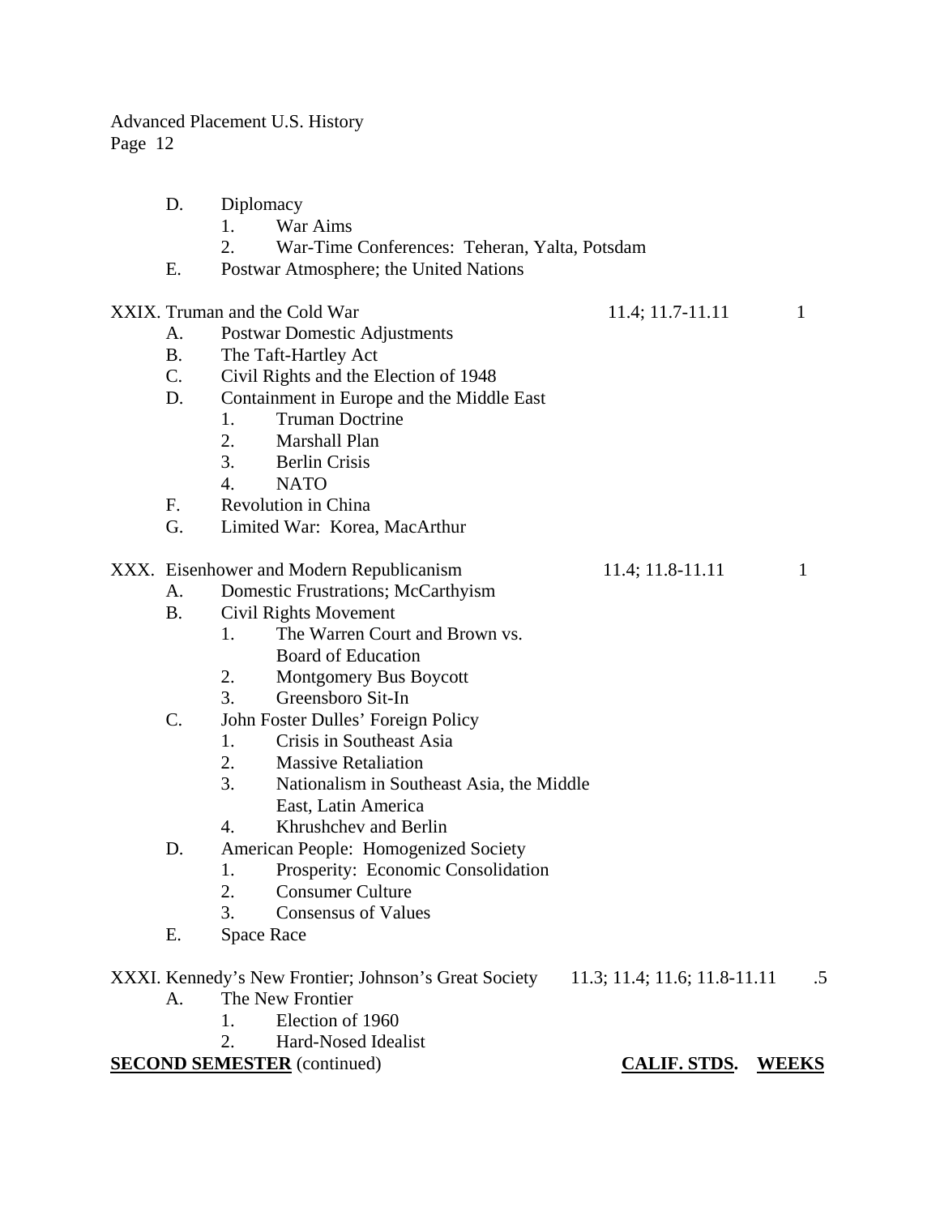D. Diplomacy
   1. War Aims
   2. War-Time Conferences: Teheran, Yalta, Potsdam

E. Postwar Atmosphere; the United Nations

| | CALIF. STDS. | WEEKS |
|---|---|---|
| XXIX. Truman and the Cold War | 11.4; 11.7-11.11 | 1 |

A. Postwar Domestic Adjustments

B. The Taft-Hartley Act

C. Civil Rights and the Election of 1948

D. Containment in Europe and the Middle East
   1. Truman Doctrine
   2. Marshall Plan
   3. Berlin Crisis
   4. NATO

F. Revolution in China

G. Limited War: Korea, MacArthur

| | CALIF. STDS. | WEEKS |
|---|---|---|
| XXX. Eisenhower and Modern Republicanism | 11.4; 11.8-11.11 | 1 |

A. Domestic Frustrations; McCarthyism

B. Civil Rights Movement
   1. The Warren Court and Brown vs. Board of Education
   2. Montgomery Bus Boycott
   3. Greensboro Sit-In

C. John Foster Dulles' Foreign Policy
   1. Crisis in Southeast Asia
   2. Massive Retaliation
   3. Nationalism in Southeast Asia, the Middle East, Latin America
   4. Khrushchev and Berlin

D. American People: Homogenized Society
   1. Prosperity: Economic Consolidation
   2. Consumer Culture
   3. Consensus of Values

E. Space Race

| | CALIF. STDS. | WEEKS |
|---|---|---|
| XXXI. Kennedy's New Frontier; Johnson's Great Society | 11.3; 11.4; 11.6; 11.8-11.11 | .5 |

A. The New Frontier
   1. Election of 1960
   2. Hard-Nosed Idealist

**<u>SECOND SEMESTER</u>** (continued) **<u>CALIF. STDS.</u>** **<u>WEEKS</u>**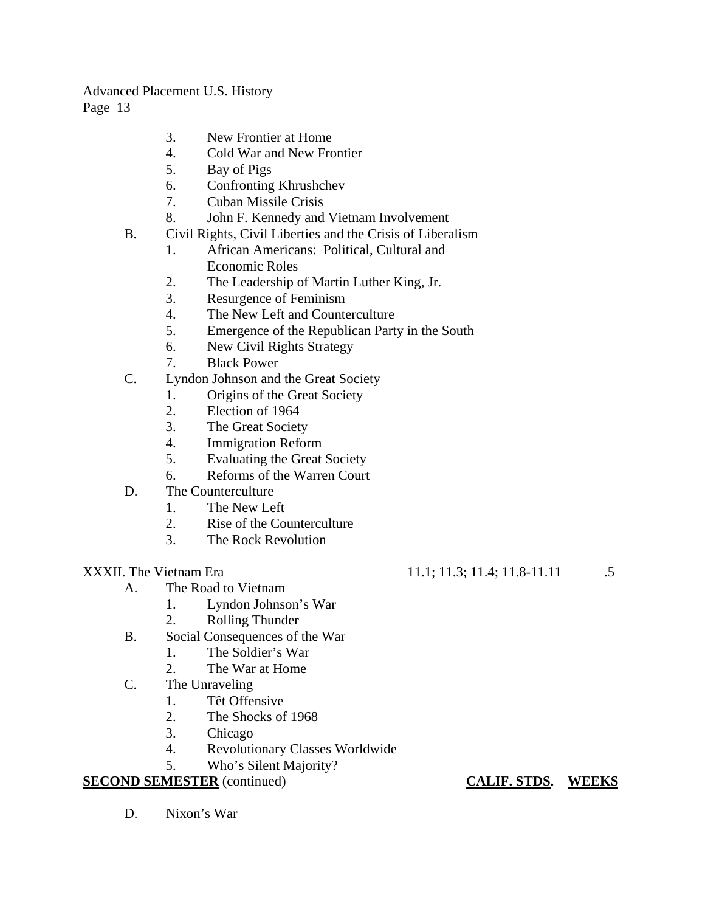3. New Frontier at Home
4. Cold War and New Frontier
5. Bay of Pigs
6. Confronting Khrushchev
7. Cuban Missile Crisis
8. John F. Kennedy and Vietnam Involvement

B. Civil Rights, Civil Liberties and the Crisis of Liberalism
   1. African Americans: Political, Cultural and Economic Roles
   2. The Leadership of Martin Luther King, Jr.
   3. Resurgence of Feminism
   4. The New Left and Counterculture
   5. Emergence of the Republican Party in the South
   6. New Civil Rights Strategy
   7. Black Power

C. Lyndon Johnson and the Great Society
   1. Origins of the Great Society
   2. Election of 1964
   3. The Great Society
   4. Immigration Reform
   5. Evaluating the Great Society
   6. Reforms of the Warren Court

D. The Counterculture
   1. The New Left
   2. Rise of the Counterculture
   3. The Rock Revolution

XXXII. The Vietnam Era — 11.1; 11.3; 11.4; 11.8-11.11 — .5

A. The Road to Vietnam
   1. Lyndon Johnson's War
   2. Rolling Thunder

B. Social Consequences of the War
   1. The Soldier's War
   2. The War at Home

C. The Unraveling
   1. Têt Offensive
   2. The Shocks of 1968
   3. Chicago
   4. Revolutionary Classes Worldwide
   5. Who's Silent Majority?

**<u>SECOND SEMESTER</u>** (continued) — **<u>CALIF. STDS.</u>** — **<u>WEEKS</u>**

D. Nixon's War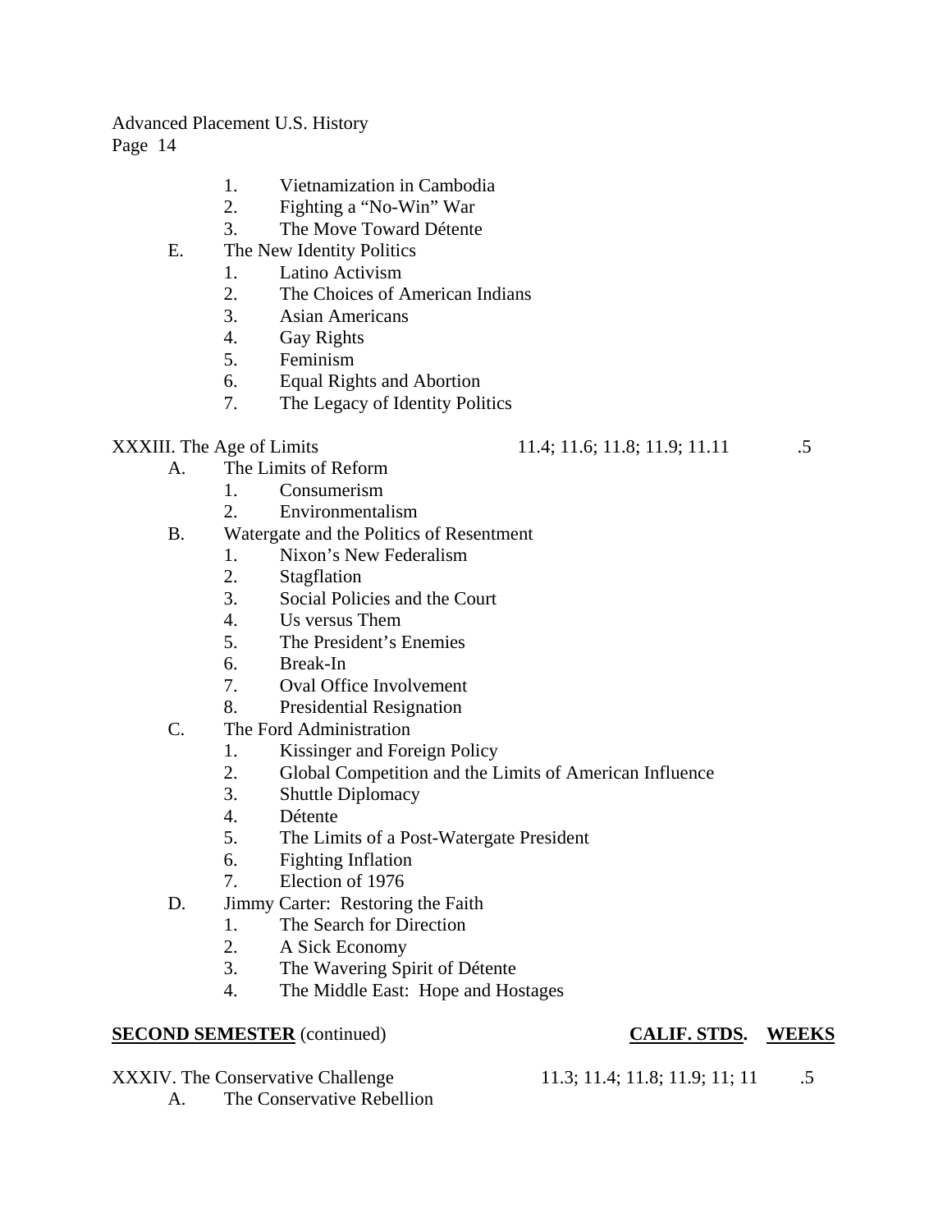1. Vietnamization in Cambodia
2. Fighting a "No-Win" War
3. The Move Toward Détente

E. The New Identity Politics
   1. Latino Activism
   2. The Choices of American Indians
   3. Asian Americans
   4. Gay Rights
   5. Feminism
   6. Equal Rights and Abortion
   7. The Legacy of Identity Politics

XXXIII. The Age of Limits — 11.4; 11.6; 11.8; 11.9; 11.11 — .5

A. The Limits of Reform
   1. Consumerism
   2. Environmentalism

B. Watergate and the Politics of Resentment
   1. Nixon's New Federalism
   2. Stagflation
   3. Social Policies and the Court
   4. Us versus Them
   5. The President's Enemies
   6. Break-In
   7. Oval Office Involvement
   8. Presidential Resignation

C. The Ford Administration
   1. Kissinger and Foreign Policy
   2. Global Competition and the Limits of American Influence
   3. Shuttle Diplomacy
   4. Détente
   5. The Limits of a Post-Watergate President
   6. Fighting Inflation
   7. Election of 1976

D. Jimmy Carter: Restoring the Faith
   1. The Search for Direction
   2. A Sick Economy
   3. The Wavering Spirit of Détente
   4. The Middle East: Hope and Hostages

| **SECOND SEMESTER** (continued) | **CALIF. STDS.** | **WEEKS** |
|---|---|---|
| XXXIV. The Conservative Challenge | 11.3; 11.4; 11.8; 11.9; 11; 11 | .5 |

A. The Conservative Rebellion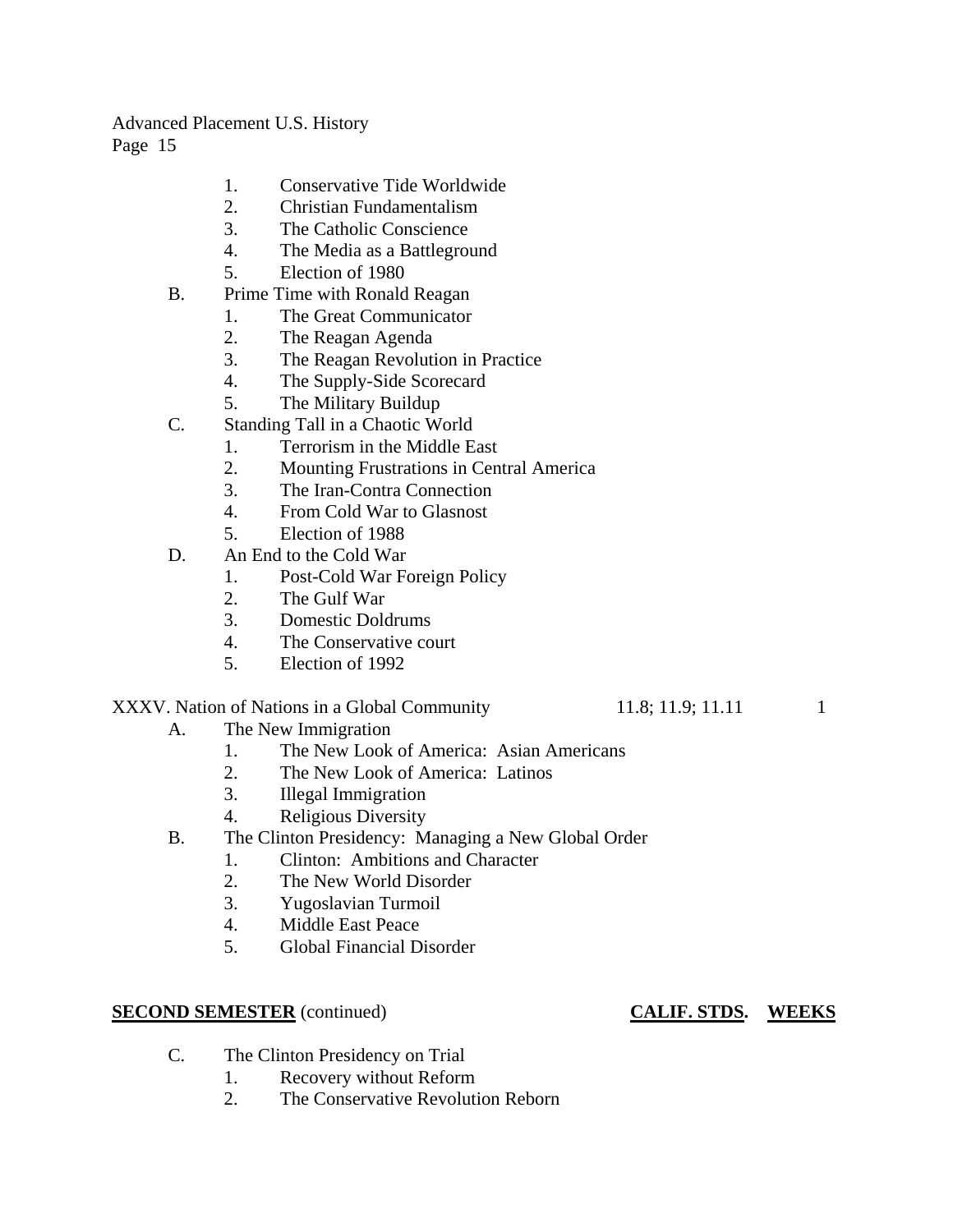1. Conservative Tide Worldwide
2. Christian Fundamentalism
3. The Catholic Conscience
4. The Media as a Battleground
5. Election of 1980

B. Prime Time with Ronald Reagan
   1. The Great Communicator
   2. The Reagan Agenda
   3. The Reagan Revolution in Practice
   4. The Supply-Side Scorecard
   5. The Military Buildup

C. Standing Tall in a Chaotic World
   1. Terrorism in the Middle East
   2. Mounting Frustrations in Central America
   3. The Iran-Contra Connection
   4. From Cold War to Glasnost
   5. Election of 1988

D. An End to the Cold War
   1. Post-Cold War Foreign Policy
   2. The Gulf War
   3. Domestic Doldrums
   4. The Conservative court
   5. Election of 1992

| | CALIF. STDS. | WEEKS |
|---|---|---|
| XXXV. Nation of Nations in a Global Community | 11.8; 11.9; 11.11 | 1 |

A. The New Immigration
   1. The New Look of America: Asian Americans
   2. The New Look of America: Latinos
   3. Illegal Immigration
   4. Religious Diversity

B. The Clinton Presidency: Managing a New Global Order
   1. Clinton: Ambitions and Character
   2. The New World Disorder
   3. Yugoslavian Turmoil
   4. Middle East Peace
   5. Global Financial Disorder

**SECOND SEMESTER** (continued) **CALIF. STDS.** **WEEKS**

C. The Clinton Presidency on Trial
   1. Recovery without Reform
   2. The Conservative Revolution Reborn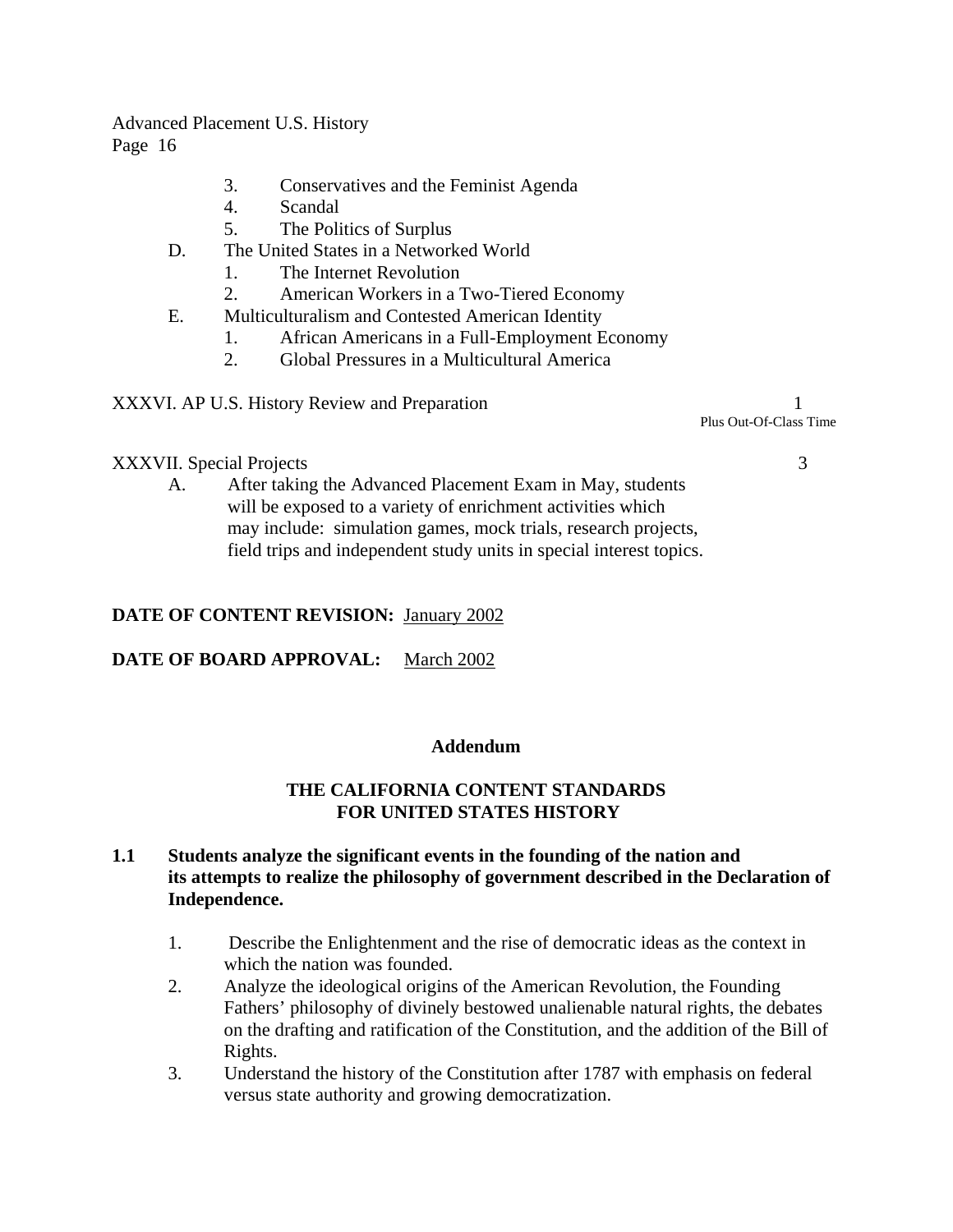3. Conservatives and the Feminist Agenda
4. Scandal
5. The Politics of Surplus

D. The United States in a Networked World
   1. The Internet Revolution
   2. American Workers in a Two-Tiered Economy

E. Multiculturalism and Contested American Identity
   1. African Americans in a Full-Employment Economy
   2. Global Pressures in a Multicultural America

XXXVI. AP U.S. History Review and Preparation — 1 (Plus Out-Of-Class Time)

XXXVII. Special Projects — 3

A. After taking the Advanced Placement Exam in May, students will be exposed to a variety of enrichment activities which may include: simulation games, mock trials, research projects, field trips and independent study units in special interest topics.

**DATE OF CONTENT REVISION:** January 2002

**DATE OF BOARD APPROVAL:** March 2002

## Addendum

## THE CALIFORNIA CONTENT STANDARDS FOR UNITED STATES HISTORY

**1.1 Students analyze the significant events in the founding of the nation and its attempts to realize the philosophy of government described in the Declaration of Independence.**

1. Describe the Enlightenment and the rise of democratic ideas as the context in which the nation was founded.
2. Analyze the ideological origins of the American Revolution, the Founding Fathers' philosophy of divinely bestowed unalienable natural rights, the debates on the drafting and ratification of the Constitution, and the addition of the Bill of Rights.
3. Understand the history of the Constitution after 1787 with emphasis on federal versus state authority and growing democratization.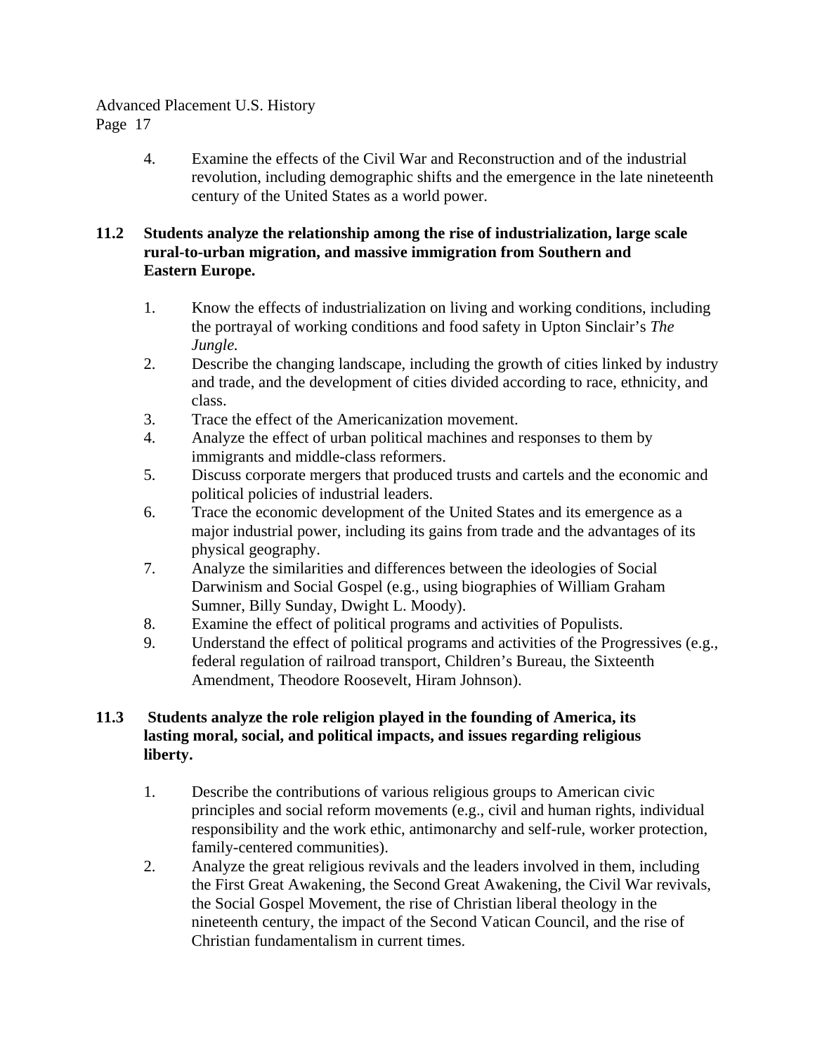4. Examine the effects of the Civil War and Reconstruction and of the industrial revolution, including demographic shifts and the emergence in the late nineteenth century of the United States as a world power.

**11.2 Students analyze the relationship among the rise of industrialization, large scale rural-to-urban migration, and massive immigration from Southern and Eastern Europe.**

1. Know the effects of industrialization on living and working conditions, including the portrayal of working conditions and food safety in Upton Sinclair's *The Jungle.*
2. Describe the changing landscape, including the growth of cities linked by industry and trade, and the development of cities divided according to race, ethnicity, and class.
3. Trace the effect of the Americanization movement.
4. Analyze the effect of urban political machines and responses to them by immigrants and middle-class reformers.
5. Discuss corporate mergers that produced trusts and cartels and the economic and political policies of industrial leaders.
6. Trace the economic development of the United States and its emergence as a major industrial power, including its gains from trade and the advantages of its physical geography.
7. Analyze the similarities and differences between the ideologies of Social Darwinism and Social Gospel (e.g., using biographies of William Graham Sumner, Billy Sunday, Dwight L. Moody).
8. Examine the effect of political programs and activities of Populists.
9. Understand the effect of political programs and activities of the Progressives (e.g., federal regulation of railroad transport, Children's Bureau, the Sixteenth Amendment, Theodore Roosevelt, Hiram Johnson).

**11.3 Students analyze the role religion played in the founding of America, its lasting moral, social, and political impacts, and issues regarding religious liberty.**

1. Describe the contributions of various religious groups to American civic principles and social reform movements (e.g., civil and human rights, individual responsibility and the work ethic, antimonarchy and self-rule, worker protection, family-centered communities).
2. Analyze the great religious revivals and the leaders involved in them, including the First Great Awakening, the Second Great Awakening, the Civil War revivals, the Social Gospel Movement, the rise of Christian liberal theology in the nineteenth century, the impact of the Second Vatican Council, and the rise of Christian fundamentalism in current times.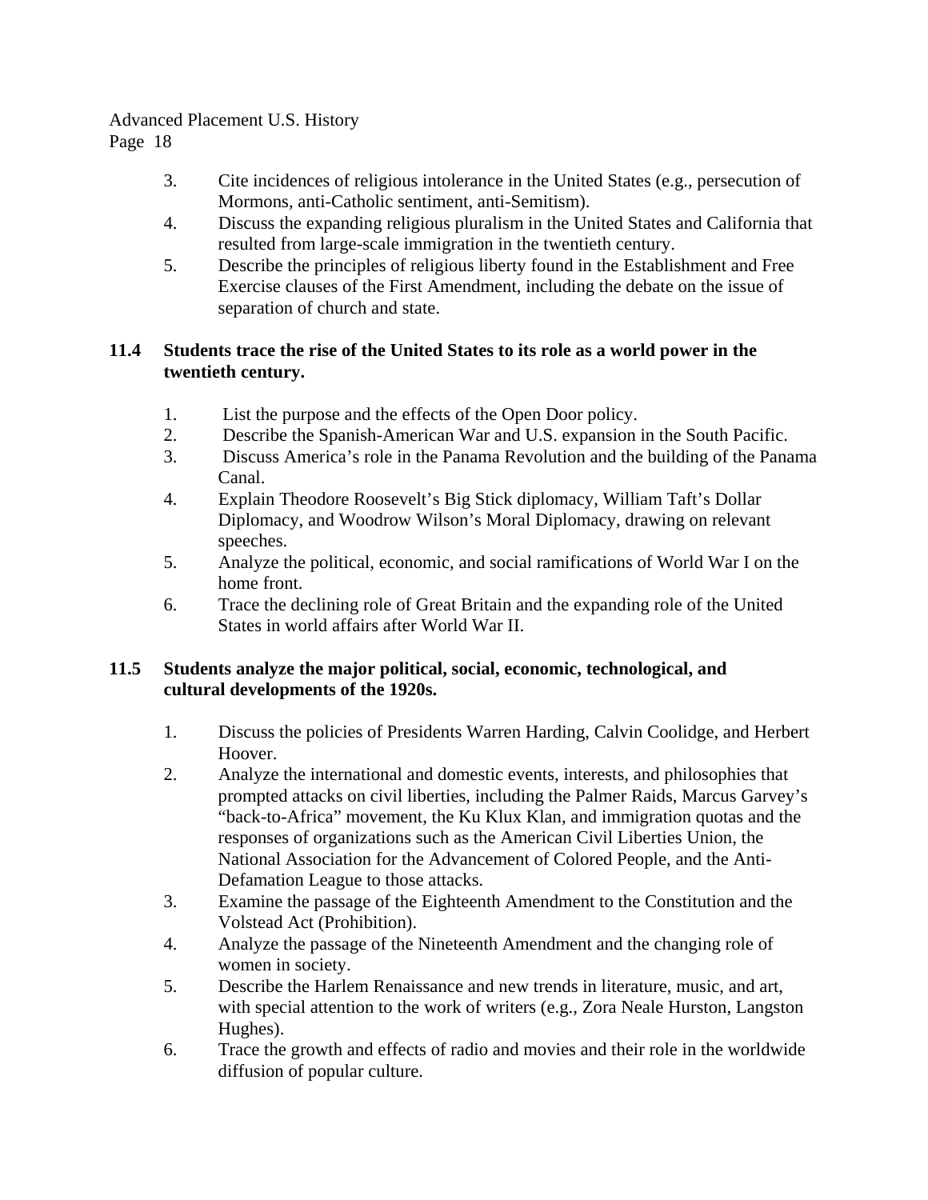3. Cite incidences of religious intolerance in the United States (e.g., persecution of Mormons, anti-Catholic sentiment, anti-Semitism).
4. Discuss the expanding religious pluralism in the United States and California that resulted from large-scale immigration in the twentieth century.
5. Describe the principles of religious liberty found in the Establishment and Free Exercise clauses of the First Amendment, including the debate on the issue of separation of church and state.

**11.4 Students trace the rise of the United States to its role as a world power in the twentieth century.**

1. List the purpose and the effects of the Open Door policy.
2. Describe the Spanish-American War and U.S. expansion in the South Pacific.
3. Discuss America's role in the Panama Revolution and the building of the Panama Canal.
4. Explain Theodore Roosevelt's Big Stick diplomacy, William Taft's Dollar Diplomacy, and Woodrow Wilson's Moral Diplomacy, drawing on relevant speeches.
5. Analyze the political, economic, and social ramifications of World War I on the home front.
6. Trace the declining role of Great Britain and the expanding role of the United States in world affairs after World War II.

**11.5 Students analyze the major political, social, economic, technological, and cultural developments of the 1920s.**

1. Discuss the policies of Presidents Warren Harding, Calvin Coolidge, and Herbert Hoover.
2. Analyze the international and domestic events, interests, and philosophies that prompted attacks on civil liberties, including the Palmer Raids, Marcus Garvey's "back-to-Africa" movement, the Ku Klux Klan, and immigration quotas and the responses of organizations such as the American Civil Liberties Union, the National Association for the Advancement of Colored People, and the Anti-Defamation League to those attacks.
3. Examine the passage of the Eighteenth Amendment to the Constitution and the Volstead Act (Prohibition).
4. Analyze the passage of the Nineteenth Amendment and the changing role of women in society.
5. Describe the Harlem Renaissance and new trends in literature, music, and art, with special attention to the work of writers (e.g., Zora Neale Hurston, Langston Hughes).
6. Trace the growth and effects of radio and movies and their role in the worldwide diffusion of popular culture.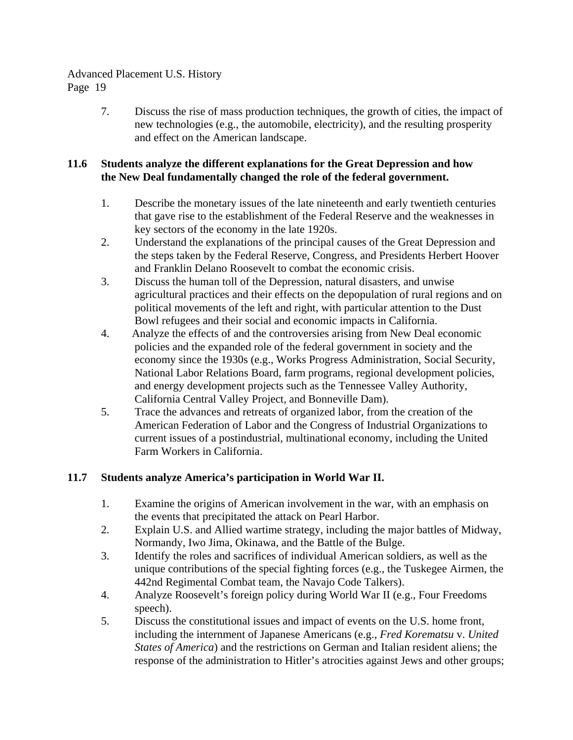7. Discuss the rise of mass production techniques, the growth of cities, the impact of new technologies (e.g., the automobile, electricity), and the resulting prosperity and effect on the American landscape.

**11.6 Students analyze the different explanations for the Great Depression and how the New Deal fundamentally changed the role of the federal government.**

1. Describe the monetary issues of the late nineteenth and early twentieth centuries that gave rise to the establishment of the Federal Reserve and the weaknesses in key sectors of the economy in the late 1920s.
2. Understand the explanations of the principal causes of the Great Depression and the steps taken by the Federal Reserve, Congress, and Presidents Herbert Hoover and Franklin Delano Roosevelt to combat the economic crisis.
3. Discuss the human toll of the Depression, natural disasters, and unwise agricultural practices and their effects on the depopulation of rural regions and on political movements of the left and right, with particular attention to the Dust Bowl refugees and their social and economic impacts in California.
4. Analyze the effects of and the controversies arising from New Deal economic policies and the expanded role of the federal government in society and the economy since the 1930s (e.g., Works Progress Administration, Social Security, National Labor Relations Board, farm programs, regional development policies, and energy development projects such as the Tennessee Valley Authority, California Central Valley Project, and Bonneville Dam).
5. Trace the advances and retreats of organized labor, from the creation of the American Federation of Labor and the Congress of Industrial Organizations to current issues of a postindustrial, multinational economy, including the United Farm Workers in California.

**11.7 Students analyze America's participation in World War II.**

1. Examine the origins of American involvement in the war, with an emphasis on the events that precipitated the attack on Pearl Harbor.
2. Explain U.S. and Allied wartime strategy, including the major battles of Midway, Normandy, Iwo Jima, Okinawa, and the Battle of the Bulge.
3. Identify the roles and sacrifices of individual American soldiers, as well as the unique contributions of the special fighting forces (e.g., the Tuskegee Airmen, the 442nd Regimental Combat team, the Navajo Code Talkers).
4. Analyze Roosevelt's foreign policy during World War II (e.g., Four Freedoms speech).
5. Discuss the constitutional issues and impact of events on the U.S. home front, including the internment of Japanese Americans (e.g., *Fred Korematsu* v. *United States of America*) and the restrictions on German and Italian resident aliens; the response of the administration to Hitler's atrocities against Jews and other groups;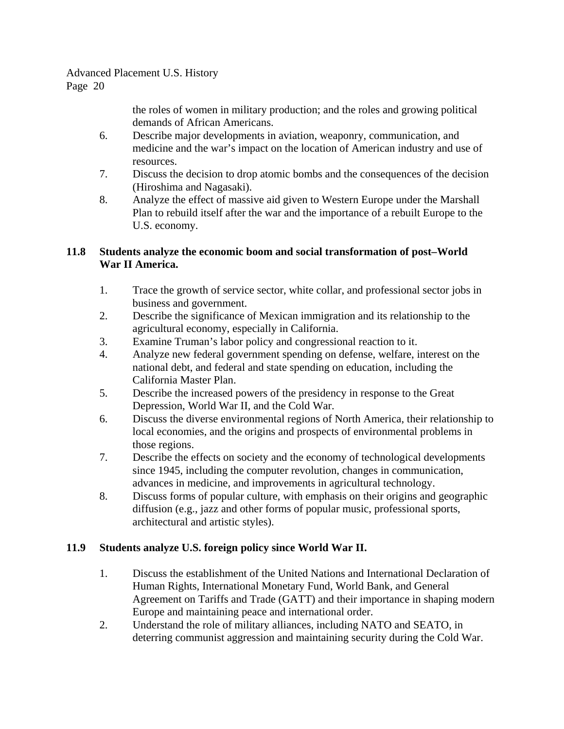the roles of women in military production; and the roles and growing political demands of African Americans.

6. Describe major developments in aviation, weaponry, communication, and medicine and the war's impact on the location of American industry and use of resources.
7. Discuss the decision to drop atomic bombs and the consequences of the decision (Hiroshima and Nagasaki).
8. Analyze the effect of massive aid given to Western Europe under the Marshall Plan to rebuild itself after the war and the importance of a rebuilt Europe to the U.S. economy.

**11.8 Students analyze the economic boom and social transformation of post–World War II America.**

1. Trace the growth of service sector, white collar, and professional sector jobs in business and government.
2. Describe the significance of Mexican immigration and its relationship to the agricultural economy, especially in California.
3. Examine Truman's labor policy and congressional reaction to it.
4. Analyze new federal government spending on defense, welfare, interest on the national debt, and federal and state spending on education, including the California Master Plan.
5. Describe the increased powers of the presidency in response to the Great Depression, World War II, and the Cold War.
6. Discuss the diverse environmental regions of North America, their relationship to local economies, and the origins and prospects of environmental problems in those regions.
7. Describe the effects on society and the economy of technological developments since 1945, including the computer revolution, changes in communication, advances in medicine, and improvements in agricultural technology.
8. Discuss forms of popular culture, with emphasis on their origins and geographic diffusion (e.g., jazz and other forms of popular music, professional sports, architectural and artistic styles).

**11.9 Students analyze U.S. foreign policy since World War II.**

1. Discuss the establishment of the United Nations and International Declaration of Human Rights, International Monetary Fund, World Bank, and General Agreement on Tariffs and Trade (GATT) and their importance in shaping modern Europe and maintaining peace and international order.
2. Understand the role of military alliances, including NATO and SEATO, in deterring communist aggression and maintaining security during the Cold War.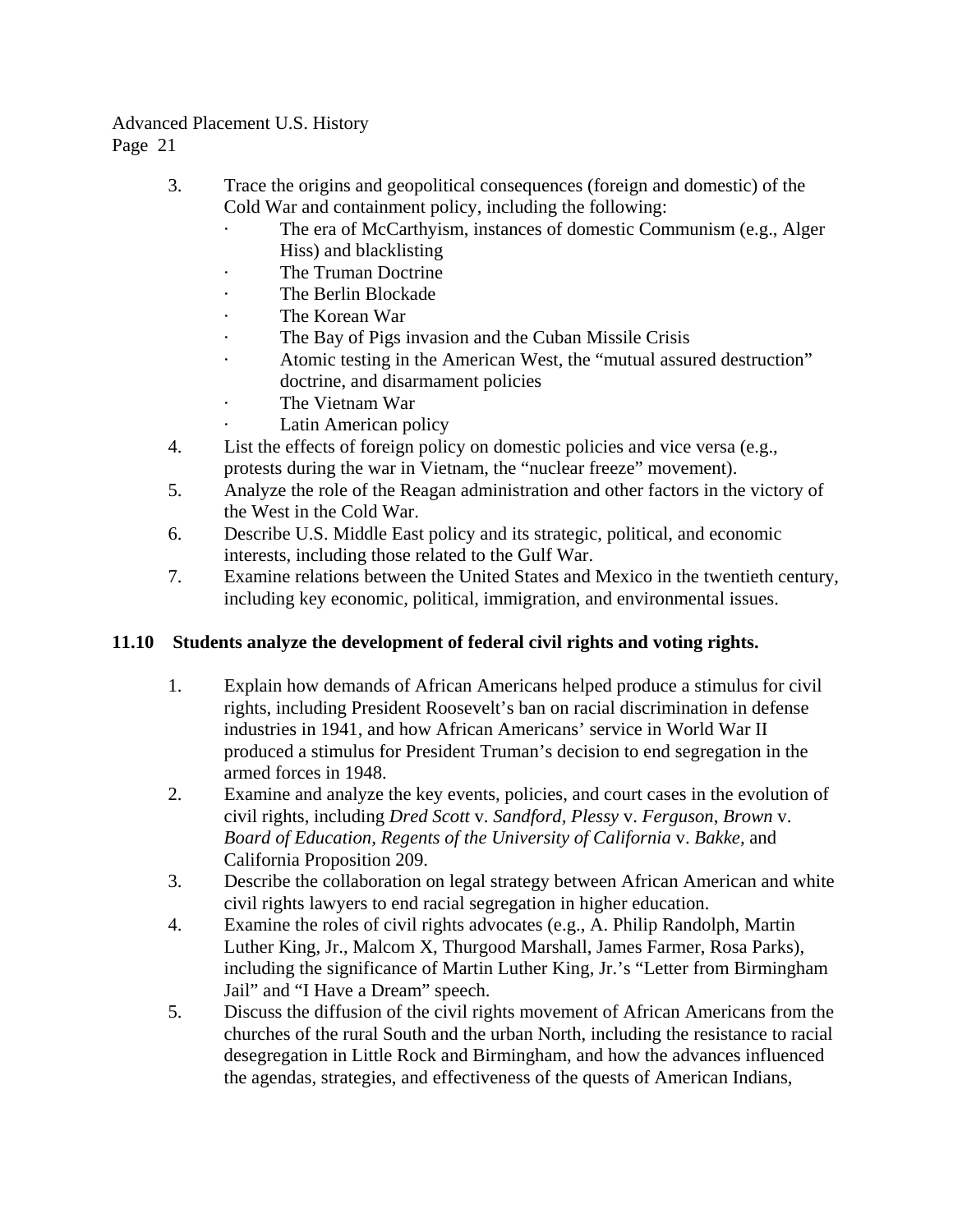3. Trace the origins and geopolitical consequences (foreign and domestic) of the Cold War and containment policy, including the following:
   - The era of McCarthyism, instances of domestic Communism (e.g., Alger Hiss) and blacklisting
   - The Truman Doctrine
   - The Berlin Blockade
   - The Korean War
   - The Bay of Pigs invasion and the Cuban Missile Crisis
   - Atomic testing in the American West, the "mutual assured destruction" doctrine, and disarmament policies
   - The Vietnam War
   - Latin American policy
4. List the effects of foreign policy on domestic policies and vice versa (e.g., protests during the war in Vietnam, the "nuclear freeze" movement).
5. Analyze the role of the Reagan administration and other factors in the victory of the West in the Cold War.
6. Describe U.S. Middle East policy and its strategic, political, and economic interests, including those related to the Gulf War.
7. Examine relations between the United States and Mexico in the twentieth century, including key economic, political, immigration, and environmental issues.

**11.10 Students analyze the development of federal civil rights and voting rights.**

1. Explain how demands of African Americans helped produce a stimulus for civil rights, including President Roosevelt's ban on racial discrimination in defense industries in 1941, and how African Americans' service in World War II produced a stimulus for President Truman's decision to end segregation in the armed forces in 1948.
2. Examine and analyze the key events, policies, and court cases in the evolution of civil rights, including *Dred Scott* v. *Sandford, Plessy* v. *Ferguson*, *Brown* v. *Board of Education, Regents of the University of California* v. *Bakke,* and California Proposition 209.
3. Describe the collaboration on legal strategy between African American and white civil rights lawyers to end racial segregation in higher education.
4. Examine the roles of civil rights advocates (e.g., A. Philip Randolph, Martin Luther King, Jr., Malcom X, Thurgood Marshall, James Farmer, Rosa Parks), including the significance of Martin Luther King, Jr.'s "Letter from Birmingham Jail" and "I Have a Dream" speech.
5. Discuss the diffusion of the civil rights movement of African Americans from the churches of the rural South and the urban North, including the resistance to racial desegregation in Little Rock and Birmingham, and how the advances influenced the agendas, strategies, and effectiveness of the quests of American Indians,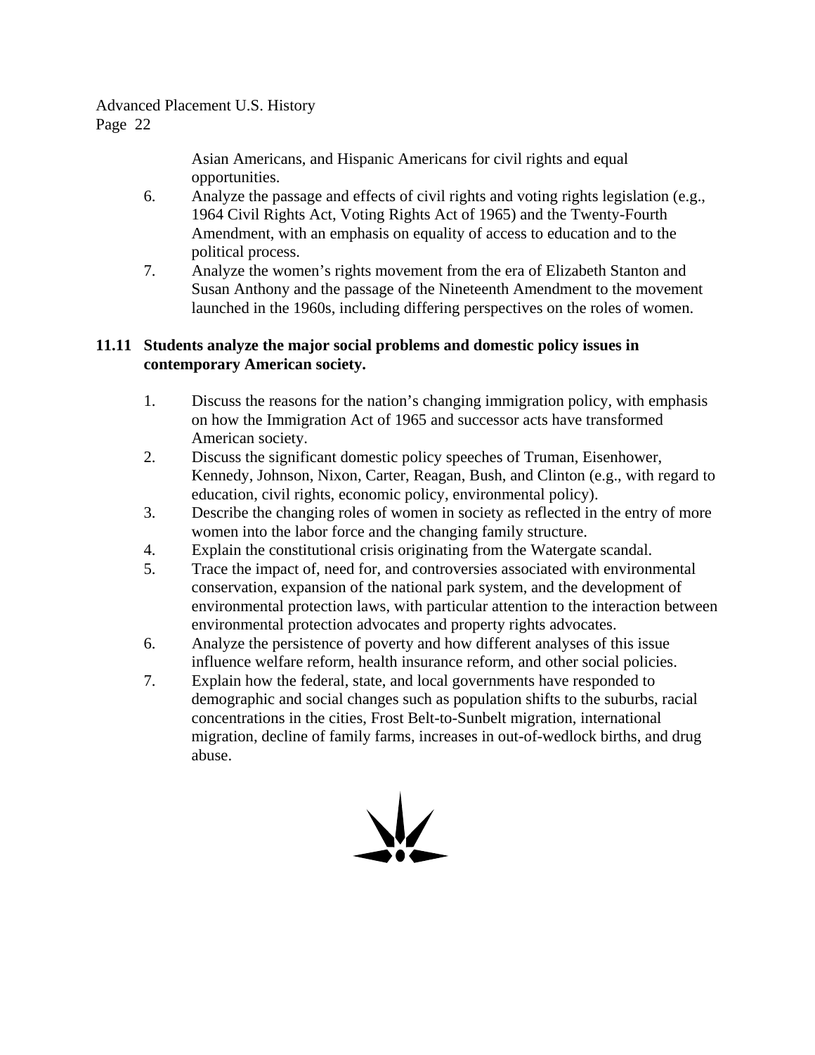Asian Americans, and Hispanic Americans for civil rights and equal opportunities.

6. Analyze the passage and effects of civil rights and voting rights legislation (e.g., 1964 Civil Rights Act, Voting Rights Act of 1965) and the Twenty-Fourth Amendment, with an emphasis on equality of access to education and to the political process.
7. Analyze the women's rights movement from the era of Elizabeth Stanton and Susan Anthony and the passage of the Nineteenth Amendment to the movement launched in the 1960s, including differing perspectives on the roles of women.

**11.11 Students analyze the major social problems and domestic policy issues in contemporary American society.**

1. Discuss the reasons for the nation's changing immigration policy, with emphasis on how the Immigration Act of 1965 and successor acts have transformed American society.
2. Discuss the significant domestic policy speeches of Truman, Eisenhower, Kennedy, Johnson, Nixon, Carter, Reagan, Bush, and Clinton (e.g., with regard to education, civil rights, economic policy, environmental policy).
3. Describe the changing roles of women in society as reflected in the entry of more women into the labor force and the changing family structure.
4. Explain the constitutional crisis originating from the Watergate scandal.
5. Trace the impact of, need for, and controversies associated with environmental conservation, expansion of the national park system, and the development of environmental protection laws, with particular attention to the interaction between environmental protection advocates and property rights advocates.
6. Analyze the persistence of poverty and how different analyses of this issue influence welfare reform, health insurance reform, and other social policies.
7. Explain how the federal, state, and local governments have responded to demographic and social changes such as population shifts to the suburbs, racial concentrations in the cities, Frost Belt-to-Sunbelt migration, international migration, decline of family farms, increases in out-of-wedlock births, and drug abuse.